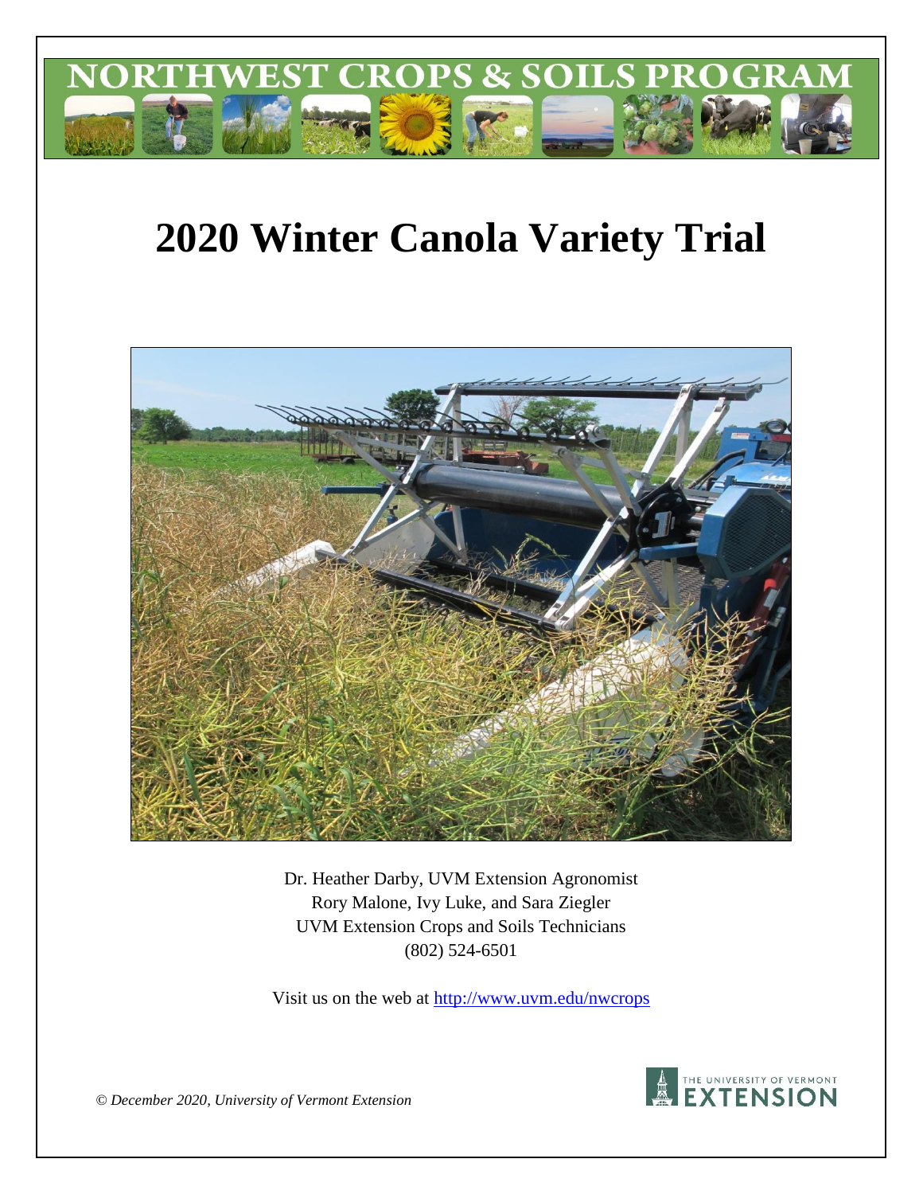NORTHWEST CROPS & SOILS PROGRAM

# 2020 Winter Canola Variety Trial

Dr. Heather Darby, UVM Extension Agronomist
Rory Malone, Ivy Luke, and Sara Ziegler
UVM Extension Crops and Soils Technicians
(802) 524-6501

Visit us on the web at http://www.uvm.edu/nwcrops

*© December 2020, University of Vermont Extension*

THE UNIVERSITY OF VERMONT EXTENSION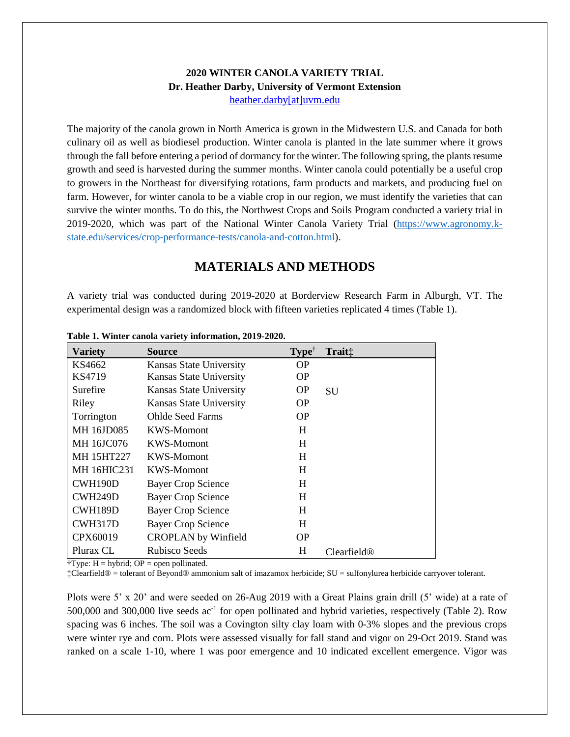**2020 WINTER CANOLA VARIETY TRIAL**
**Dr. Heather Darby, University of Vermont Extension**
heather.darby[at]uvm.edu

The majority of the canola grown in North America is grown in the Midwestern U.S. and Canada for both culinary oil as well as biodiesel production. Winter canola is planted in the late summer where it grows through the fall before entering a period of dormancy for the winter. The following spring, the plants resume growth and seed is harvested during the summer months. Winter canola could potentially be a useful crop to growers in the Northeast for diversifying rotations, farm products and markets, and producing fuel on farm. However, for winter canola to be a viable crop in our region, we must identify the varieties that can survive the winter months. To do this, the Northwest Crops and Soils Program conducted a variety trial in 2019-2020, which was part of the National Winter Canola Variety Trial (https://www.agronomy.k-state.edu/services/crop-performance-tests/canola-and-cotton.html).

## MATERIALS AND METHODS

A variety trial was conducted during 2019-2020 at Borderview Research Farm in Alburgh, VT. The experimental design was a randomized block with fifteen varieties replicated 4 times (Table 1).

**Table 1. Winter canola variety information, 2019-2020.**

| Variety | Source | Type† | Trait‡ |
|---|---|---|---|
| KS4662 | Kansas State University | OP | |
| KS4719 | Kansas State University | OP | |
| Surefire | Kansas State University | OP | SU |
| Riley | Kansas State University | OP | |
| Torrington | Ohlde Seed Farms | OP | |
| MH 16JD085 | KWS-Momont | H | |
| MH 16JC076 | KWS-Momont | H | |
| MH 15HT227 | KWS-Momont | H | |
| MH 16HIC231 | KWS-Momont | H | |
| CWH190D | Bayer Crop Science | H | |
| CWH249D | Bayer Crop Science | H | |
| CWH189D | Bayer Crop Science | H | |
| CWH317D | Bayer Crop Science | H | |
| CPX60019 | CROPLAN by Winfield | OP | |
| Plurax CL | Rubisco Seeds | H | Clearfield® |

†Type: H = hybrid; OP = open pollinated.
‡Clearfield® = tolerant of Beyond® ammonium salt of imazamox herbicide; SU = sulfonylurea herbicide carryover tolerant.

Plots were 5’ x 20’ and were seeded on 26-Aug 2019 with a Great Plains grain drill (5’ wide) at a rate of 500,000 and 300,000 live seeds $ac^{-1}$ for open pollinated and hybrid varieties, respectively (Table 2). Row spacing was 6 inches. The soil was a Covington silty clay loam with 0-3% slopes and the previous crops were winter rye and corn. Plots were assessed visually for fall stand and vigor on 29-Oct 2019. Stand was ranked on a scale 1-10, where 1 was poor emergence and 10 indicated excellent emergence. Vigor was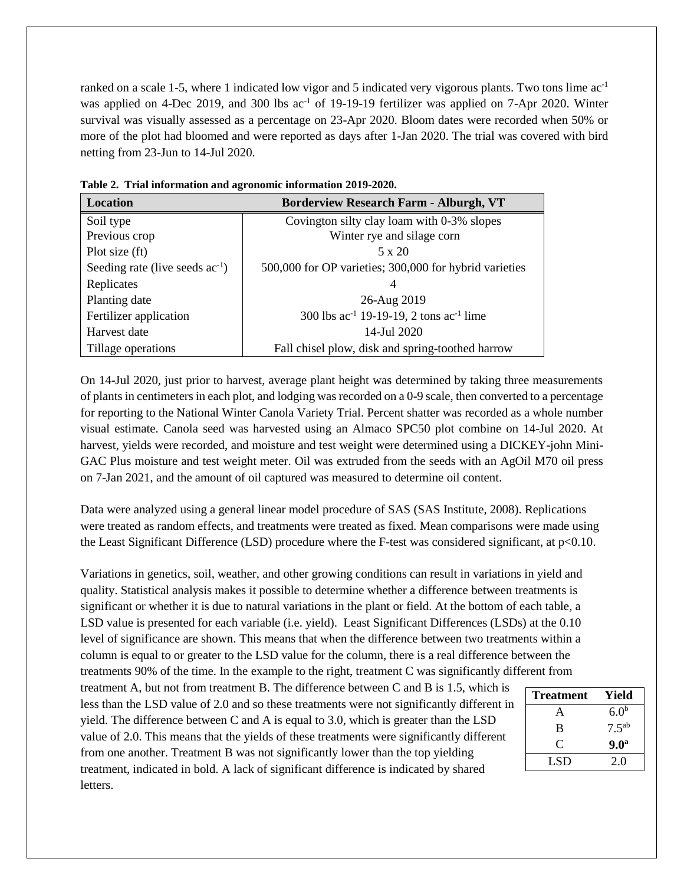ranked on a scale 1-5, where 1 indicated low vigor and 5 indicated very vigorous plants. Two tons lime ac$^{-1}$ was applied on 4-Dec 2019, and 300 lbs ac$^{-1}$ of 19-19-19 fertilizer was applied on 7-Apr 2020. Winter survival was visually assessed as a percentage on 23-Apr 2020. Bloom dates were recorded when 50% or more of the plot had bloomed and were reported as days after 1-Jan 2020. The trial was covered with bird netting from 23-Jun to 14-Jul 2020.

**Table 2. Trial information and agronomic information 2019-2020.**

| Location | Borderview Research Farm - Alburgh, VT |
|---|---|
| Soil type | Covington silty clay loam with 0-3% slopes |
| Previous crop | Winter rye and silage corn |
| Plot size (ft) | 5 x 20 |
| Seeding rate (live seeds ac$^{-1}$) | 500,000 for OP varieties; 300,000 for hybrid varieties |
| Replicates | 4 |
| Planting date | 26-Aug 2019 |
| Fertilizer application | 300 lbs ac$^{-1}$ 19-19-19, 2 tons ac$^{-1}$ lime |
| Harvest date | 14-Jul 2020 |
| Tillage operations | Fall chisel plow, disk and spring-toothed harrow |

On 14-Jul 2020, just prior to harvest, average plant height was determined by taking three measurements of plants in centimeters in each plot, and lodging was recorded on a 0-9 scale, then converted to a percentage for reporting to the National Winter Canola Variety Trial. Percent shatter was recorded as a whole number visual estimate. Canola seed was harvested using an Almaco SPC50 plot combine on 14-Jul 2020. At harvest, yields were recorded, and moisture and test weight were determined using a DICKEY-john Mini-GAC Plus moisture and test weight meter. Oil was extruded from the seeds with an AgOil M70 oil press on 7-Jan 2021, and the amount of oil captured was measured to determine oil content.

Data were analyzed using a general linear model procedure of SAS (SAS Institute, 2008). Replications were treated as random effects, and treatments were treated as fixed. Mean comparisons were made using the Least Significant Difference (LSD) procedure where the F-test was considered significant, at $p<0.10$.

Variations in genetics, soil, weather, and other growing conditions can result in variations in yield and quality. Statistical analysis makes it possible to determine whether a difference between treatments is significant or whether it is due to natural variations in the plant or field. At the bottom of each table, a LSD value is presented for each variable (i.e. yield). Least Significant Differences (LSDs) at the 0.10 level of significance are shown. This means that when the difference between two treatments within a column is equal to or greater to the LSD value for the column, there is a real difference between the treatments 90% of the time. In the example to the right, treatment C was significantly different from treatment A, but not from treatment B. The difference between C and B is 1.5, which is less than the LSD value of 2.0 and so these treatments were not significantly different in yield. The difference between C and A is equal to 3.0, which is greater than the LSD value of 2.0. This means that the yields of these treatments were significantly different from one another. Treatment B was not significantly lower than the top yielding treatment, indicated in bold. A lack of significant difference is indicated by shared letters.

| Treatment | Yield |
|---|---|
| A | 6.0$^{b}$ |
| B | 7.5$^{ab}$ |
| C | **9.0$^{a}$** |
| LSD | 2.0 |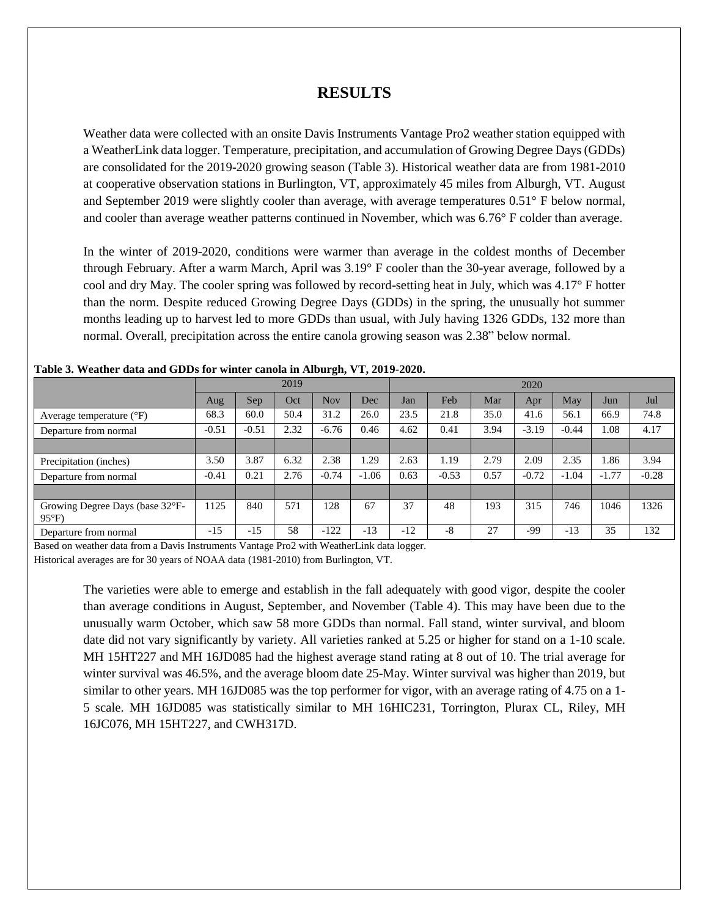# RESULTS

Weather data were collected with an onsite Davis Instruments Vantage Pro2 weather station equipped with a WeatherLink data logger. Temperature, precipitation, and accumulation of Growing Degree Days (GDDs) are consolidated for the 2019-2020 growing season (Table 3). Historical weather data are from 1981-2010 at cooperative observation stations in Burlington, VT, approximately 45 miles from Alburgh, VT. August and September 2019 were slightly cooler than average, with average temperatures 0.51° F below normal, and cooler than average weather patterns continued in November, which was 6.76° F colder than average.

In the winter of 2019-2020, conditions were warmer than average in the coldest months of December through February. After a warm March, April was 3.19° F cooler than the 30-year average, followed by a cool and dry May. The cooler spring was followed by record-setting heat in July, which was 4.17° F hotter than the norm. Despite reduced Growing Degree Days (GDDs) in the spring, the unusually hot summer months leading up to harvest led to more GDDs than usual, with July having 1326 GDDs, 132 more than normal. Overall, precipitation across the entire canola growing season was 2.38" below normal.

**Table 3. Weather data and GDDs for winter canola in Alburgh, VT, 2019-2020.**

| | 2019 | | | | | 2020 | | | | | | |
|---|---|---|---|---|---|---|---|---|---|---|---|---|
| | Aug | Sep | Oct | Nov | Dec | Jan | Feb | Mar | Apr | May | Jun | Jul |
| Average temperature (°F) | 68.3 | 60.0 | 50.4 | 31.2 | 26.0 | 23.5 | 21.8 | 35.0 | 41.6 | 56.1 | 66.9 | 74.8 |
| Departure from normal | -0.51 | -0.51 | 2.32 | -6.76 | 0.46 | 4.62 | 0.41 | 3.94 | -3.19 | -0.44 | 1.08 | 4.17 |
| | | | | | | | | | | | | |
| Precipitation (inches) | 3.50 | 3.87 | 6.32 | 2.38 | 1.29 | 2.63 | 1.19 | 2.79 | 2.09 | 2.35 | 1.86 | 3.94 |
| Departure from normal | -0.41 | 0.21 | 2.76 | -0.74 | -1.06 | 0.63 | -0.53 | 0.57 | -0.72 | -1.04 | -1.77 | -0.28 |
| | | | | | | | | | | | | |
| Growing Degree Days (base 32°F-95°F) | 1125 | 840 | 571 | 128 | 67 | 37 | 48 | 193 | 315 | 746 | 1046 | 1326 |
| Departure from normal | -15 | -15 | 58 | -122 | -13 | -12 | -8 | 27 | -99 | -13 | 35 | 132 |

Based on weather data from a Davis Instruments Vantage Pro2 with WeatherLink data logger.
Historical averages are for 30 years of NOAA data (1981-2010) from Burlington, VT.

The varieties were able to emerge and establish in the fall adequately with good vigor, despite the cooler than average conditions in August, September, and November (Table 4). This may have been due to the unusually warm October, which saw 58 more GDDs than normal. Fall stand, winter survival, and bloom date did not vary significantly by variety. All varieties ranked at 5.25 or higher for stand on a 1-10 scale. MH 15HT227 and MH 16JD085 had the highest average stand rating at 8 out of 10. The trial average for winter survival was 46.5%, and the average bloom date 25-May. Winter survival was higher than 2019, but similar to other years. MH 16JD085 was the top performer for vigor, with an average rating of 4.75 on a 1-5 scale. MH 16JD085 was statistically similar to MH 16HIC231, Torrington, Plurax CL, Riley, MH 16JC076, MH 15HT227, and CWH317D.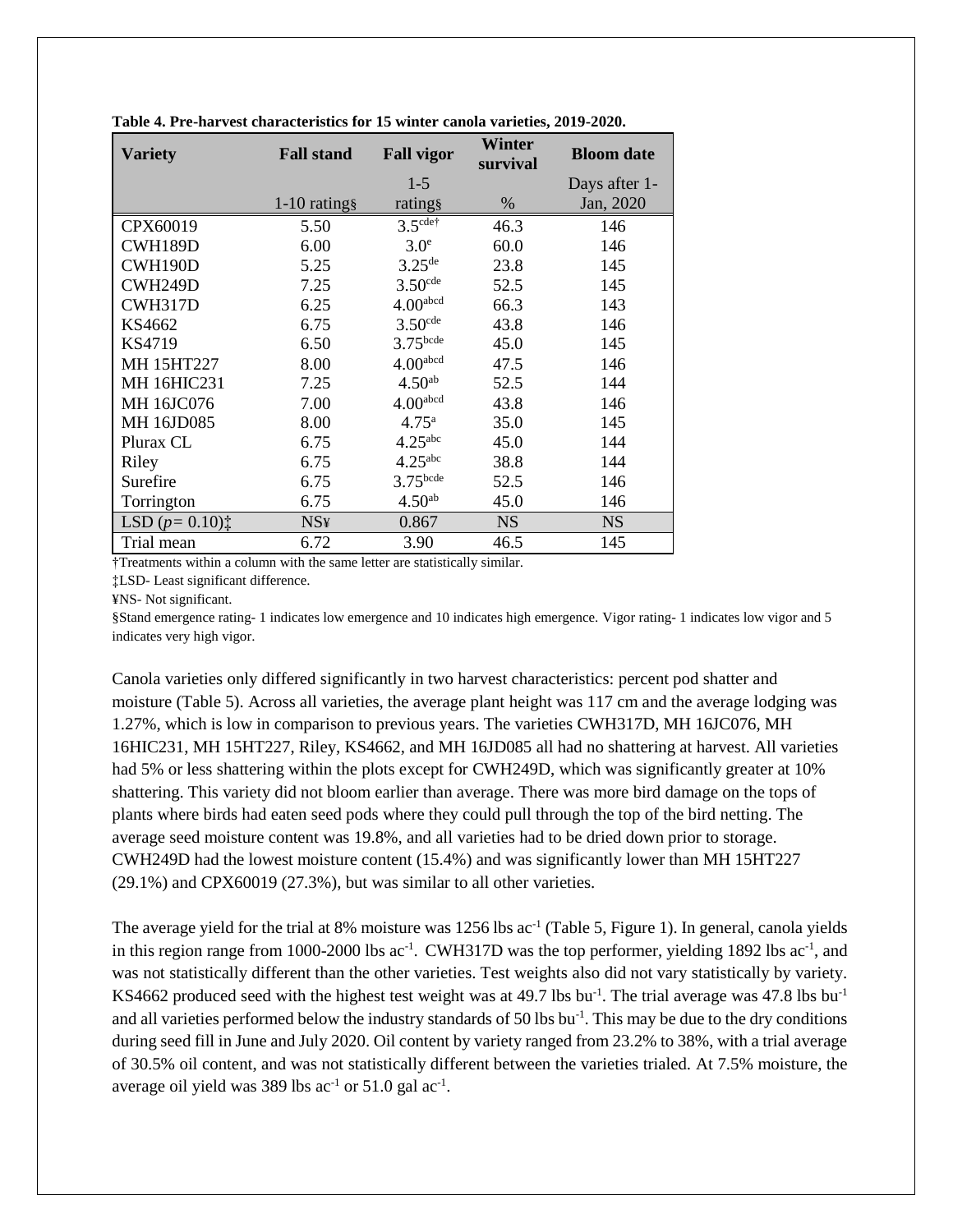**Table 4. Pre-harvest characteristics for 15 winter canola varieties, 2019-2020.**

| Variety | Fall stand | Fall vigor | Winter survival | Bloom date |
|---|---|---|---|---|
| | 1-10 rating§ | 1-5 rating§ | % | Days after 1-Jan, 2020 |
| CPX60019 | 5.50 | 3.5[cde†] | 46.3 | 146 |
| CWH189D | 6.00 | 3.0[e] | 60.0 | 146 |
| CWH190D | 5.25 | 3.25[de] | 23.8 | 145 |
| CWH249D | 7.25 | 3.50[cde] | 52.5 | 145 |
| CWH317D | 6.25 | 4.00[abcd] | 66.3 | 143 |
| KS4662 | 6.75 | 3.50[cde] | 43.8 | 146 |
| KS4719 | 6.50 | 3.75[bcde] | 45.0 | 145 |
| MH 15HT227 | 8.00 | 4.00[abcd] | 47.5 | 146 |
| MH 16HIC231 | 7.25 | 4.50[ab] | 52.5 | 144 |
| MH 16JC076 | 7.00 | 4.00[abcd] | 43.8 | 146 |
| MH 16JD085 | 8.00 | 4.75[a] | 35.0 | 145 |
| Plurax CL | 6.75 | 4.25[abc] | 45.0 | 144 |
| Riley | 6.75 | 4.25[abc] | 38.8 | 144 |
| Surefire | 6.75 | 3.75[bcde] | 52.5 | 146 |
| Torrington | 6.75 | 4.50[ab] | 45.0 | 146 |
| LSD ($p$= 0.10)‡ | NS¥ | 0.867 | NS | NS |
| Trial mean | 6.72 | 3.90 | 46.5 | 145 |

†Treatments within a column with the same letter are statistically similar.

‡LSD- Least significant difference.

¥NS- Not significant.

§Stand emergence rating- 1 indicates low emergence and 10 indicates high emergence. Vigor rating- 1 indicates low vigor and 5 indicates very high vigor.

Canola varieties only differed significantly in two harvest characteristics: percent pod shatter and moisture (Table 5). Across all varieties, the average plant height was 117 cm and the average lodging was 1.27%, which is low in comparison to previous years. The varieties CWH317D, MH 16JC076, MH 16HIC231, MH 15HT227, Riley, KS4662, and MH 16JD085 all had no shattering at harvest. All varieties had 5% or less shattering within the plots except for CWH249D, which was significantly greater at 10% shattering. This variety did not bloom earlier than average. There was more bird damage on the tops of plants where birds had eaten seed pods where they could pull through the top of the bird netting. The average seed moisture content was 19.8%, and all varieties had to be dried down prior to storage. CWH249D had the lowest moisture content (15.4%) and was significantly lower than MH 15HT227 (29.1%) and CPX60019 (27.3%), but was similar to all other varieties.

The average yield for the trial at 8% moisture was 1256 lbs $ac^{-1}$ (Table 5, Figure 1). In general, canola yields in this region range from 1000-2000 lbs $ac^{-1}$. CWH317D was the top performer, yielding 1892 lbs $ac^{-1}$, and was not statistically different than the other varieties. Test weights also did not vary statistically by variety. KS4662 produced seed with the highest test weight was at 49.7 lbs $bu^{-1}$. The trial average was 47.8 lbs $bu^{-1}$ and all varieties performed below the industry standards of 50 lbs $bu^{-1}$. This may be due to the dry conditions during seed fill in June and July 2020. Oil content by variety ranged from 23.2% to 38%, with a trial average of 30.5% oil content, and was not statistically different between the varieties trialed. At 7.5% moisture, the average oil yield was 389 lbs $ac^{-1}$ or 51.0 gal $ac^{-1}$.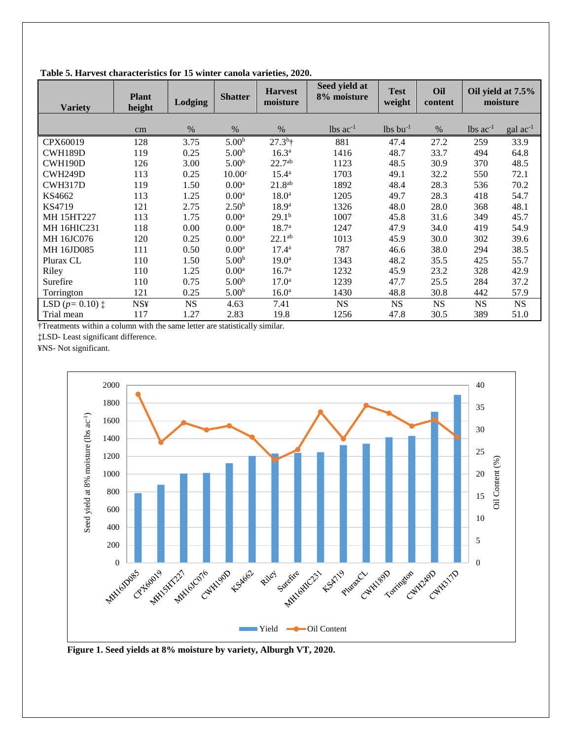**Table 5. Harvest characteristics for 15 winter canola varieties, 2020.**

| Variety | Plant height | Lodging | Shatter | Harvest moisture | Seed yield at 8% moisture | Test weight | Oil content | Oil yield at 7.5% moisture | |
|---|---|---|---|---|---|---|---|---|---|
| | cm | % | % | % | lbs ac$^{-1}$ | lbs bu$^{-1}$ | % | lbs ac$^{-1}$ | gal ac$^{-1}$ |
| CPX60019 | 128 | 3.75 | 5.00$^{b}$ | 27.3$^{b}$† | 881 | 47.4 | 27.2 | 259 | 33.9 |
| CWH189D | 119 | 0.25 | 5.00$^{b}$ | 16.3$^{a}$ | 1416 | 48.7 | 33.7 | 494 | 64.8 |
| CWH190D | 126 | 3.00 | 5.00$^{b}$ | 22.7$^{ab}$ | 1123 | 48.5 | 30.9 | 370 | 48.5 |
| CWH249D | 113 | 0.25 | 10.00$^{c}$ | 15.4$^{a}$ | 1703 | 49.1 | 32.2 | 550 | 72.1 |
| CWH317D | 119 | 1.50 | 0.00$^{a}$ | 21.8$^{ab}$ | 1892 | 48.4 | 28.3 | 536 | 70.2 |
| KS4662 | 113 | 1.25 | 0.00$^{a}$ | 18.0$^{a}$ | 1205 | 49.7 | 28.3 | 418 | 54.7 |
| KS4719 | 121 | 2.75 | 2.50$^{b}$ | 18.9$^{a}$ | 1326 | 48.0 | 28.0 | 368 | 48.1 |
| MH 15HT227 | 113 | 1.75 | 0.00$^{a}$ | 29.1$^{b}$ | 1007 | 45.8 | 31.6 | 349 | 45.7 |
| MH 16HIC231 | 118 | 0.00 | 0.00$^{a}$ | 18.7$^{a}$ | 1247 | 47.9 | 34.0 | 419 | 54.9 |
| MH 16JC076 | 120 | 0.25 | 0.00$^{a}$ | 22.1$^{ab}$ | 1013 | 45.9 | 30.0 | 302 | 39.6 |
| MH 16JD085 | 111 | 0.50 | 0.00$^{a}$ | 17.4$^{a}$ | 787 | 46.6 | 38.0 | 294 | 38.5 |
| Plurax CL | 110 | 1.50 | 5.00$^{b}$ | 19.0$^{a}$ | 1343 | 48.2 | 35.5 | 425 | 55.7 |
| Riley | 110 | 1.25 | 0.00$^{a}$ | 16.7$^{a}$ | 1232 | 45.9 | 23.2 | 328 | 42.9 |
| Surefire | 110 | 0.75 | 5.00$^{b}$ | 17.0$^{a}$ | 1239 | 47.7 | 25.5 | 284 | 37.2 |
| Torrington | 121 | 0.25 | 5.00$^{b}$ | 16.0$^{a}$ | 1430 | 48.8 | 30.8 | 442 | 57.9 |
| LSD ($p$= 0.10) ‡ | NS¥ | NS | 4.63 | 7.41 | NS | NS | NS | NS | NS |
| Trial mean | 117 | 1.27 | 2.83 | 19.8 | 1256 | 47.8 | 30.5 | 389 | 51.0 |

†Treatments within a column with the same letter are statistically similar.

‡LSD- Least significant difference.

¥NS- Not significant.

**Figure 1. Seed yields at 8% moisture by variety, Alburgh VT, 2020.**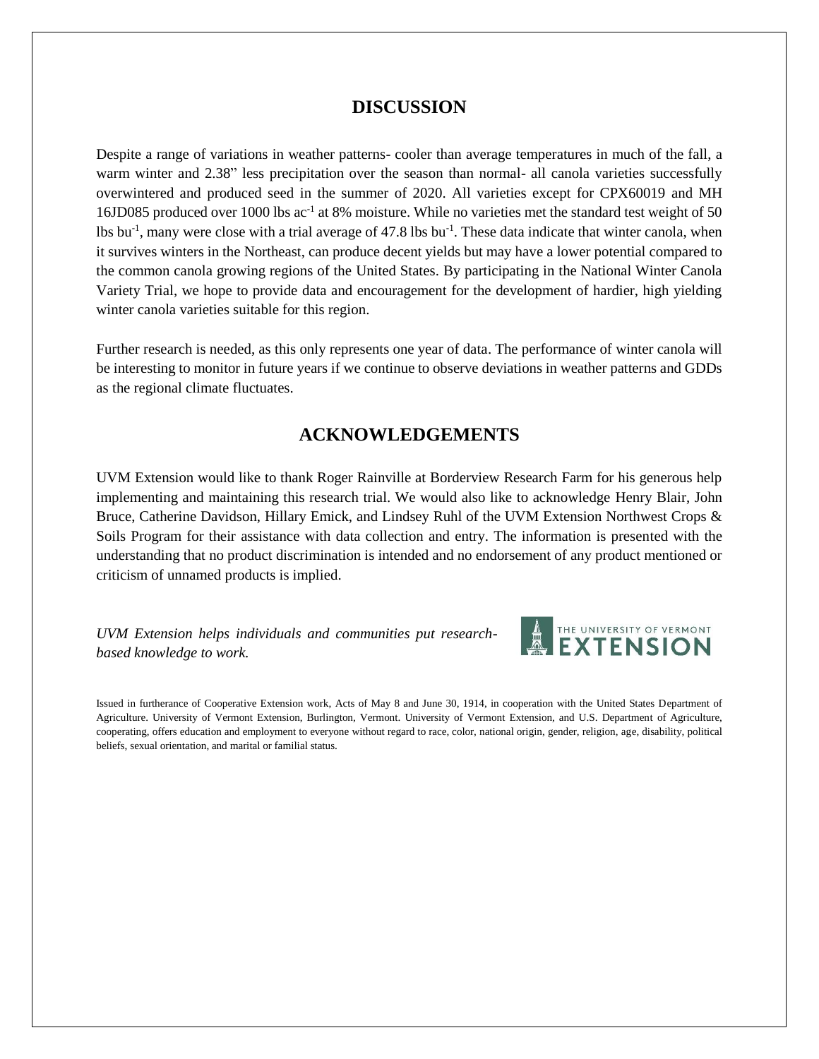## DISCUSSION

Despite a range of variations in weather patterns- cooler than average temperatures in much of the fall, a warm winter and 2.38" less precipitation over the season than normal- all canola varieties successfully overwintered and produced seed in the summer of 2020. All varieties except for CPX60019 and MH 16JD085 produced over 1000 lbs $ac^{-1}$ at 8% moisture. While no varieties met the standard test weight of 50 lbs $bu^{-1}$, many were close with a trial average of 47.8 lbs $bu^{-1}$. These data indicate that winter canola, when it survives winters in the Northeast, can produce decent yields but may have a lower potential compared to the common canola growing regions of the United States. By participating in the National Winter Canola Variety Trial, we hope to provide data and encouragement for the development of hardier, high yielding winter canola varieties suitable for this region.

Further research is needed, as this only represents one year of data. The performance of winter canola will be interesting to monitor in future years if we continue to observe deviations in weather patterns and GDDs as the regional climate fluctuates.

## ACKNOWLEDGEMENTS

UVM Extension would like to thank Roger Rainville at Borderview Research Farm for his generous help implementing and maintaining this research trial. We would also like to acknowledge Henry Blair, John Bruce, Catherine Davidson, Hillary Emick, and Lindsey Ruhl of the UVM Extension Northwest Crops & Soils Program for their assistance with data collection and entry. The information is presented with the understanding that no product discrimination is intended and no endorsement of any product mentioned or criticism of unnamed products is implied.

*UVM Extension helps individuals and communities put research-based knowledge to work.*

THE UNIVERSITY OF VERMONT EXTENSION

Issued in furtherance of Cooperative Extension work, Acts of May 8 and June 30, 1914, in cooperation with the United States Department of Agriculture. University of Vermont Extension, Burlington, Vermont. University of Vermont Extension, and U.S. Department of Agriculture, cooperating, offers education and employment to everyone without regard to race, color, national origin, gender, religion, age, disability, political beliefs, sexual orientation, and marital or familial status.